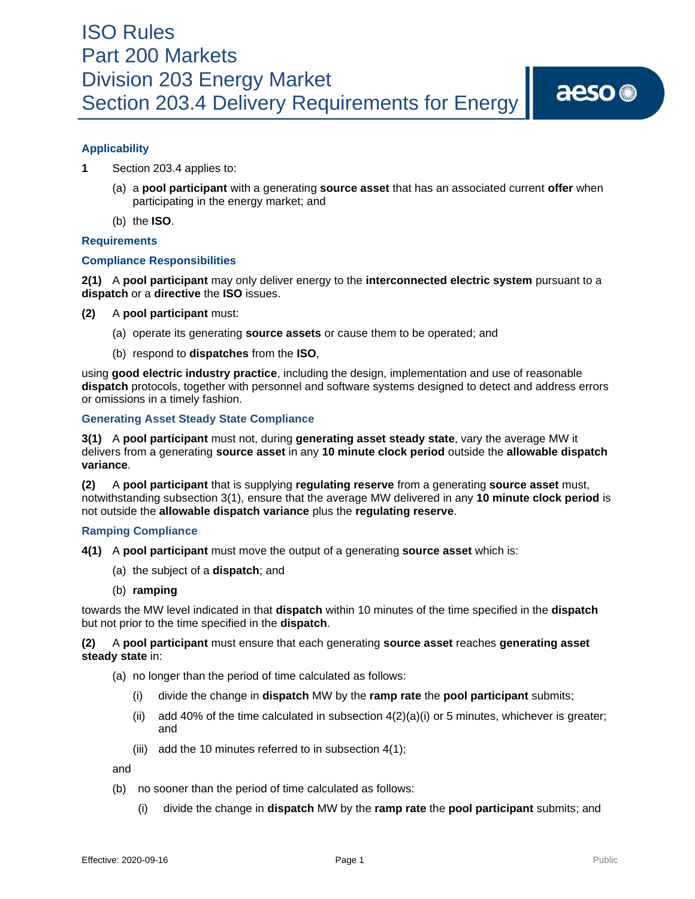# ISO Rules
# Part 200 Markets
# Division 203 Energy Market
# Section 203.4 Delivery Requirements for Energy

### Applicability

**1** Section 203.4 applies to:

(a) a **pool participant** with a generating **source asset** that has an associated current **offer** when participating in the energy market; and

(b) the **ISO**.

### Requirements

### Compliance Responsibilities

**2(1)** A **pool participant** may only deliver energy to the **interconnected electric system** pursuant to a **dispatch** or a **directive** the **ISO** issues.

**(2)** A **pool participant** must:

(a) operate its generating **source assets** or cause them to be operated; and

(b) respond to **dispatches** from the **ISO**,

using **good electric industry practice**, including the design, implementation and use of reasonable **dispatch** protocols, together with personnel and software systems designed to detect and address errors or omissions in a timely fashion.

### Generating Asset Steady State Compliance

**3(1)** A **pool participant** must not, during **generating asset steady state**, vary the average MW it delivers from a generating **source asset** in any **10 minute clock period** outside the **allowable dispatch variance**.

**(2)** A **pool participant** that is supplying **regulating reserve** from a generating **source asset** must, notwithstanding subsection 3(1), ensure that the average MW delivered in any **10 minute clock period** is not outside the **allowable dispatch variance** plus the **regulating reserve**.

### Ramping Compliance

**4(1)** A **pool participant** must move the output of a generating **source asset** which is:

(a) the subject of a **dispatch**; and

(b) **ramping**

towards the MW level indicated in that **dispatch** within 10 minutes of the time specified in the **dispatch** but not prior to the time specified in the **dispatch**.

**(2)** A **pool participant** must ensure that each generating **source asset** reaches **generating asset steady state** in:

(a) no longer than the period of time calculated as follows:

  (i) divide the change in **dispatch** MW by the **ramp rate** the **pool participant** submits;

  (ii) add 40% of the time calculated in subsection 4(2)(a)(i) or 5 minutes, whichever is greater; and

  (iii) add the 10 minutes referred to in subsection 4(1);

and

(b) no sooner than the period of time calculated as follows:

  (i) divide the change in **dispatch** MW by the **ramp rate** the **pool participant** submits; and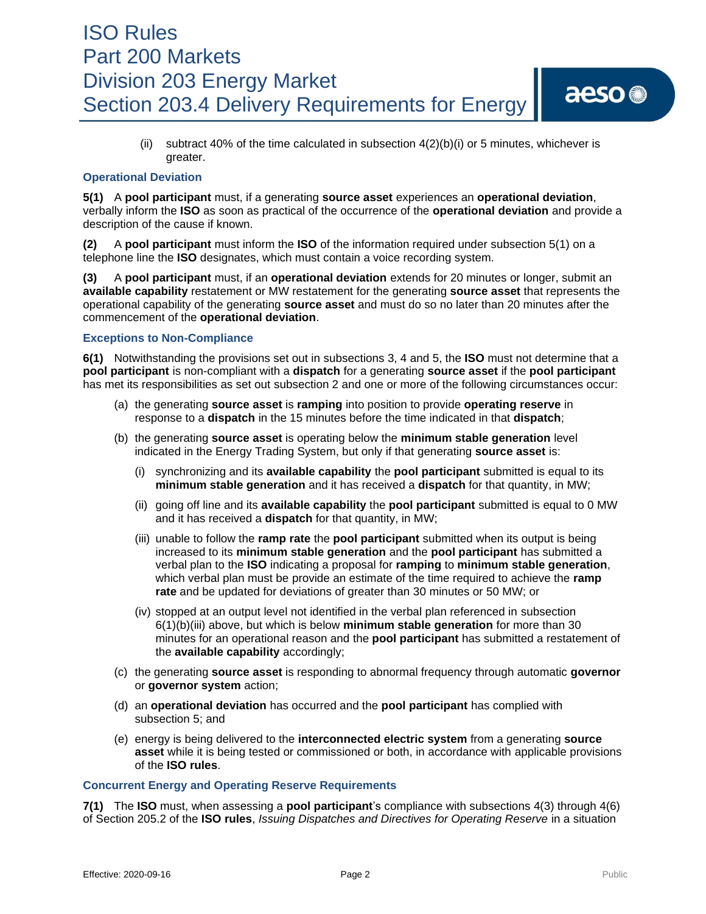(ii) subtract 40% of the time calculated in subsection 4(2)(b)(i) or 5 minutes, whichever is greater.

### Operational Deviation

**5(1)** A **pool participant** must, if a generating **source asset** experiences an **operational deviation**, verbally inform the **ISO** as soon as practical of the occurrence of the **operational deviation** and provide a description of the cause if known.

**(2)** A **pool participant** must inform the **ISO** of the information required under subsection 5(1) on a telephone line the **ISO** designates, which must contain a voice recording system.

**(3)** A **pool participant** must, if an **operational deviation** extends for 20 minutes or longer, submit an **available capability** restatement or MW restatement for the generating **source asset** that represents the operational capability of the generating **source asset** and must do so no later than 20 minutes after the commencement of the **operational deviation**.

### Exceptions to Non-Compliance

**6(1)** Notwithstanding the provisions set out in subsections 3, 4 and 5, the **ISO** must not determine that a **pool participant** is non-compliant with a **dispatch** for a generating **source asset** if the **pool participant** has met its responsibilities as set out subsection 2 and one or more of the following circumstances occur:

(a) the generating **source asset** is **ramping** into position to provide **operating reserve** in response to a **dispatch** in the 15 minutes before the time indicated in that **dispatch**;

(b) the generating **source asset** is operating below the **minimum stable generation** level indicated in the Energy Trading System, but only if that generating **source asset** is:

(i) synchronizing and its **available capability** the **pool participant** submitted is equal to its **minimum stable generation** and it has received a **dispatch** for that quantity, in MW;

(ii) going off line and its **available capability** the **pool participant** submitted is equal to 0 MW and it has received a **dispatch** for that quantity, in MW;

(iii) unable to follow the **ramp rate** the **pool participant** submitted when its output is being increased to its **minimum stable generation** and the **pool participant** has submitted a verbal plan to the **ISO** indicating a proposal for **ramping** to **minimum stable generation**, which verbal plan must be provide an estimate of the time required to achieve the **ramp rate** and be updated for deviations of greater than 30 minutes or 50 MW; or

(iv) stopped at an output level not identified in the verbal plan referenced in subsection 6(1)(b)(iii) above, but which is below **minimum stable generation** for more than 30 minutes for an operational reason and the **pool participant** has submitted a restatement of the **available capability** accordingly;

(c) the generating **source asset** is responding to abnormal frequency through automatic **governor** or **governor system** action;

(d) an **operational deviation** has occurred and the **pool participant** has complied with subsection 5; and

(e) energy is being delivered to the **interconnected electric system** from a generating **source asset** while it is being tested or commissioned or both, in accordance with applicable provisions of the **ISO rules**.

### Concurrent Energy and Operating Reserve Requirements

**7(1)** The **ISO** must, when assessing a **pool participant**'s compliance with subsections 4(3) through 4(6) of Section 205.2 of the **ISO rules**, *Issuing Dispatches and Directives for Operating Reserve* in a situation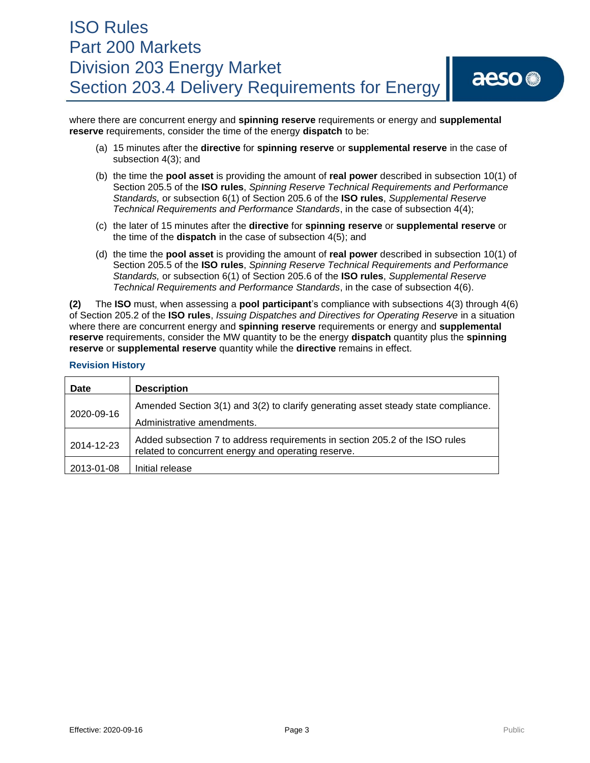where there are concurrent energy and **spinning reserve** requirements or energy and **supplemental reserve** requirements, consider the time of the energy **dispatch** to be:

(a) 15 minutes after the **directive** for **spinning reserve** or **supplemental reserve** in the case of subsection 4(3); and

(b) the time the **pool asset** is providing the amount of **real power** described in subsection 10(1) of Section 205.5 of the **ISO rules**, *Spinning Reserve Technical Requirements and Performance Standards,* or subsection 6(1) of Section 205.6 of the **ISO rules**, *Supplemental Reserve Technical Requirements and Performance Standards*, in the case of subsection 4(4);

(c) the later of 15 minutes after the **directive** for **spinning reserve** or **supplemental reserve** or the time of the **dispatch** in the case of subsection 4(5); and

(d) the time the **pool asset** is providing the amount of **real power** described in subsection 10(1) of Section 205.5 of the **ISO rules**, *Spinning Reserve Technical Requirements and Performance Standards,* or subsection 6(1) of Section 205.6 of the **ISO rules**, *Supplemental Reserve Technical Requirements and Performance Standards*, in the case of subsection 4(6).

**(2)** The **ISO** must, when assessing a **pool participant**'s compliance with subsections 4(3) through 4(6) of Section 205.2 of the **ISO rules**, *Issuing Dispatches and Directives for Operating Reserve* in a situation where there are concurrent energy and **spinning reserve** requirements or energy and **supplemental reserve** requirements, consider the MW quantity to be the energy **dispatch** quantity plus the **spinning reserve** or **supplemental reserve** quantity while the **directive** remains in effect.

### Revision History

| Date | Description |
|---|---|
| 2020-09-16 | Amended Section 3(1) and 3(2) to clarify generating asset steady state compliance.<br>Administrative amendments. |
| 2014-12-23 | Added subsection 7 to address requirements in section 205.2 of the ISO rules related to concurrent energy and operating reserve. |
| 2013-01-08 | Initial release |